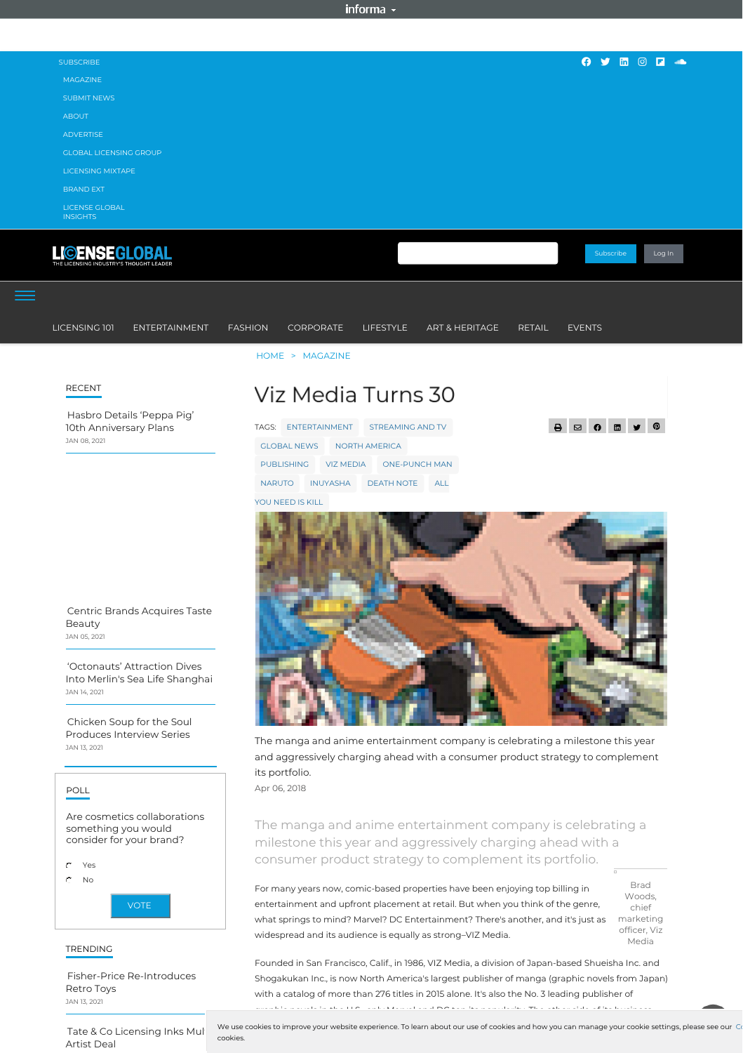# Viz Media Turns 30

TAGS: ENTERTAINMENT, STREAMING AND TV, GLOBAL NEWS, NORTH AMERICA, PUBLISHING, VIZ MEDIA, ONE-PUNCH MAN, NARUTO, INUYASHA, DEATH NOTE, ALL YOU NEED IS KILL

The manga and anime entertainment company is celebrating a milestone this year and aggressively charging ahead with a consumer product strategy to complement its portfolio.

Apr 06, 2018

The manga and anime entertainment company is celebrating a milestone this year and aggressively charging ahead with a consumer product strategy to complement its portfolio.

Brad Woods, chief marketing officer, Viz Media

For many years now, comic-based properties have been enjoying top billing in entertainment and upfront placement at retail. But when you think of the genre, what springs to mind? Marvel? DC Entertainment? There's another, and it's just as widespread and its audience is equally as strong–VIZ Media.

Founded in San Francisco, Calif., in 1986, VIZ Media, a division of Japan-based Shueisha Inc. and Shogakukan Inc., is now North America's largest publisher of manga (graphic novels from Japan) with a catalog of more than 276 titles in 2015 alone. It's also the No. 3 leading publisher of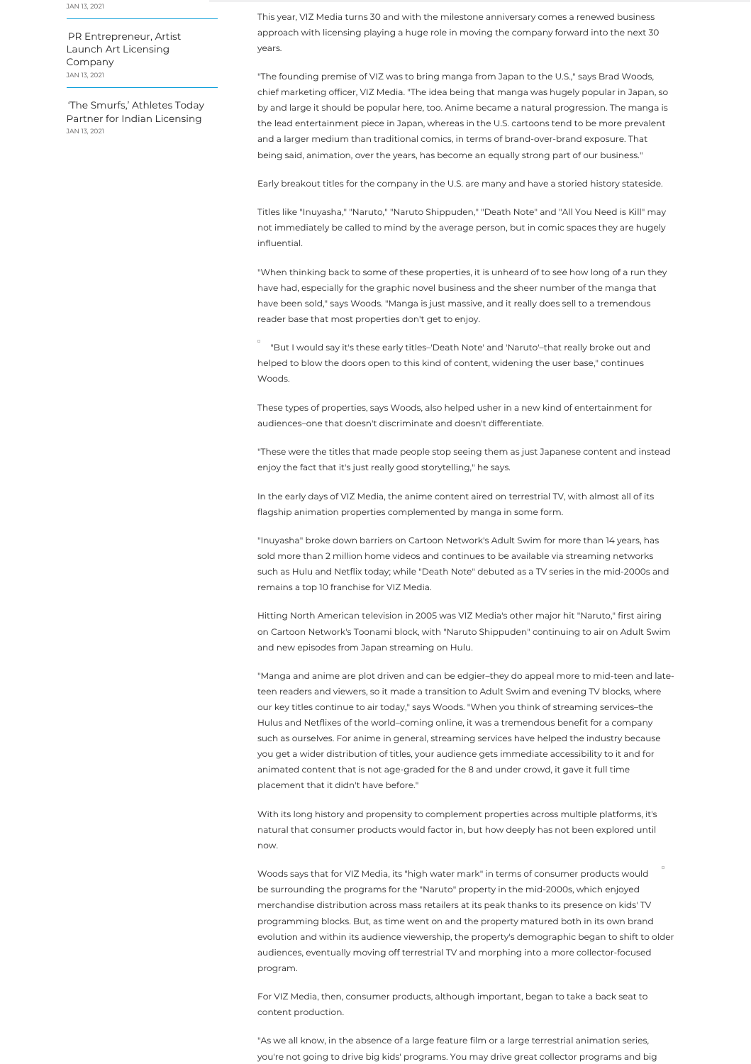This year, VIZ Media turns 30 and with the milestone anniversary comes a renewed business approach with licensing playing a huge role in moving the company forward into the next 30 years.

"The founding premise of VIZ was to bring manga from Japan to the U.S.," says Brad Woods, chief marketing officer, VIZ Media. "The idea being that manga was hugely popular in Japan, so by and large it should be popular here, too. Anime became a natural progression. The manga is the lead entertainment piece in Japan, whereas in the U.S. cartoons tend to be more prevalent and a larger medium than traditional comics, in terms of brand-over-brand exposure. That being said, animation, over the years, has become an equally strong part of our business."

Early breakout titles for the company in the U.S. are many and have a storied history stateside.

Titles like "Inuyasha," "Naruto," "Naruto Shippuden," "Death Note" and "All You Need is Kill" may not immediately be called to mind by the average person, but in comic spaces they are hugely influential.

"When thinking back to some of these properties, it is unheard of to see how long of a run they have had, especially for the graphic novel business and the sheer number of the manga that have been sold," says Woods. "Manga is just massive, and it really does sell to a tremendous reader base that most properties don't get to enjoy.

"But I would say it's these early titles–'Death Note' and 'Naruto'–that really broke out and helped to blow the doors open to this kind of content, widening the user base," continues Woods.

These types of properties, says Woods, also helped usher in a new kind of entertainment for audiences–one that doesn't discriminate and doesn't differentiate.

"These were the titles that made people stop seeing them as just Japanese content and instead enjoy the fact that it's just really good storytelling," he says.

In the early days of VIZ Media, the anime content aired on terrestrial TV, with almost all of its flagship animation properties complemented by manga in some form.

"Inuyasha" broke down barriers on Cartoon Network's Adult Swim for more than 14 years, has sold more than 2 million home videos and continues to be available via streaming networks such as Hulu and Netflix today; while "Death Note" debuted as a TV series in the mid-2000s and remains a top 10 franchise for VIZ Media.

Hitting North American television in 2005 was VIZ Media's other major hit "Naruto," first airing on Cartoon Network's Toonami block, with "Naruto Shippuden" continuing to air on Adult Swim and new episodes from Japan streaming on Hulu.

"Manga and anime are plot driven and can be edgier–they do appeal more to mid-teen and late-teen readers and viewers, so it made a transition to Adult Swim and evening TV blocks, where our key titles continue to air today," says Woods. "When you think of streaming services–the Hulus and Netflixes of the world–coming online, it was a tremendous benefit for a company such as ourselves. For anime in general, streaming services have helped the industry because you get a wider distribution of titles, your audience gets immediate accessibility to it and for animated content that is not age-graded for the 8 and under crowd, it gave it full time placement that it didn't have before."

With its long history and propensity to complement properties across multiple platforms, it's natural that consumer products would factor in, but how deeply has not been explored until now.

Woods says that for VIZ Media, its "high water mark" in terms of consumer products would be surrounding the programs for the "Naruto" property in the mid-2000s, which enjoyed merchandise distribution across mass retailers at its peak thanks to its presence on kids' TV programming blocks. But, as time went on and the property matured both in its own brand evolution and within its audience viewership, the property's demographic began to shift to older audiences, eventually moving off terrestrial TV and morphing into a more collector-focused program.

For VIZ Media, then, consumer products, although important, began to take a back seat to content production.

"As we all know, in the absence of a large feature film or a large terrestrial animation series, you're not going to drive big kids' programs. You may drive great collector programs and big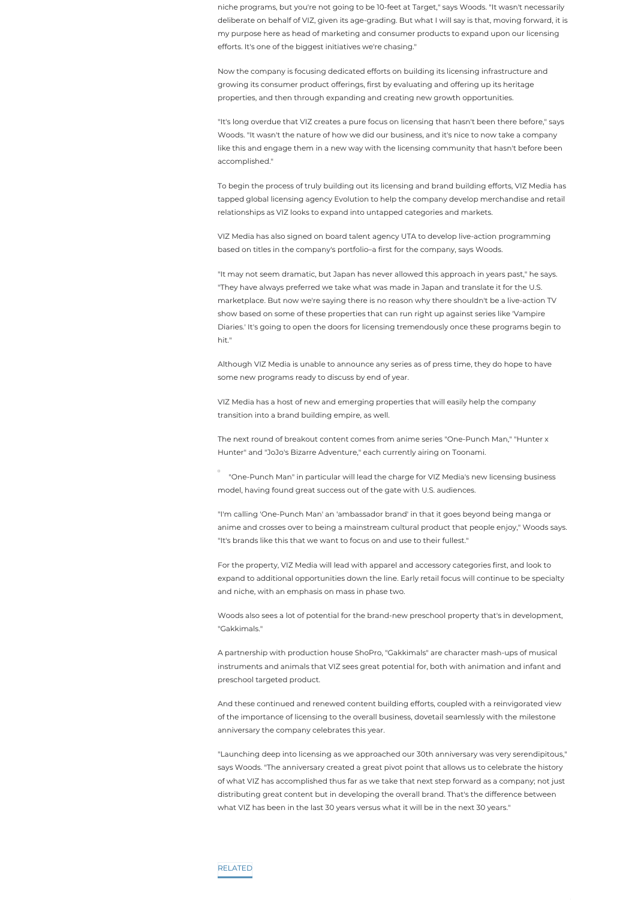niche programs, but you're not going to be 10-feet at Target," says Woods. "It wasn't necessarily deliberate on behalf of VIZ, given its age-grading. But what I will say is that, moving forward, it is my purpose here as head of marketing and consumer products to expand upon our licensing efforts. It's one of the biggest initiatives we're chasing."

Now the company is focusing dedicated efforts on building its licensing infrastructure and growing its consumer product offerings, first by evaluating and offering up its heritage properties, and then through expanding and creating new growth opportunities.

"It's long overdue that VIZ creates a pure focus on licensing that hasn't been there before," says Woods. "It wasn't the nature of how we did our business, and it's nice to now take a company like this and engage them in a new way with the licensing community that hasn't before been accomplished."

To begin the process of truly building out its licensing and brand building efforts, VIZ Media has tapped global licensing agency Evolution to help the company develop merchandise and retail relationships as VIZ looks to expand into untapped categories and markets.

VIZ Media has also signed on board talent agency UTA to develop live-action programming based on titles in the company's portfolio–a first for the company, says Woods.

"It may not seem dramatic, but Japan has never allowed this approach in years past," he says. "They have always preferred we take what was made in Japan and translate it for the U.S. marketplace. But now we're saying there is no reason why there shouldn't be a live-action TV show based on some of these properties that can run right up against series like 'Vampire Diaries.' It's going to open the doors for licensing tremendously once these programs begin to hit."

Although VIZ Media is unable to announce any series as of press time, they do hope to have some new programs ready to discuss by end of year.

VIZ Media has a host of new and emerging properties that will easily help the company transition into a brand building empire, as well.

The next round of breakout content comes from anime series "One-Punch Man," "Hunter x Hunter" and "JoJo's Bizarre Adventure," each currently airing on Toonami.

"One-Punch Man" in particular will lead the charge for VIZ Media's new licensing business model, having found great success out of the gate with U.S. audiences.

"I'm calling 'One-Punch Man' an 'ambassador brand' in that it goes beyond being manga or anime and crosses over to being a mainstream cultural product that people enjoy," Woods says. "It's brands like this that we want to focus on and use to their fullest."

For the property, VIZ Media will lead with apparel and accessory categories first, and look to expand to additional opportunities down the line. Early retail focus will continue to be specialty and niche, with an emphasis on mass in phase two.

Woods also sees a lot of potential for the brand-new preschool property that's in development, "Gakkimals."

A partnership with production house ShoPro, "Gakkimals" are character mash-ups of musical instruments and animals that VIZ sees great potential for, both with animation and infant and preschool targeted product.

And these continued and renewed content building efforts, coupled with a reinvigorated view of the importance of licensing to the overall business, dovetail seamlessly with the milestone anniversary the company celebrates this year.

"Launching deep into licensing as we approached our 30th anniversary was very serendipitous," says Woods. "The anniversary created a great pivot point that allows us to celebrate the history of what VIZ has accomplished thus far as we take that next step forward as a company; not just distributing great content but in developing the overall brand. That's the difference between what VIZ has been in the last 30 years versus what it will be in the next 30 years."

RELATED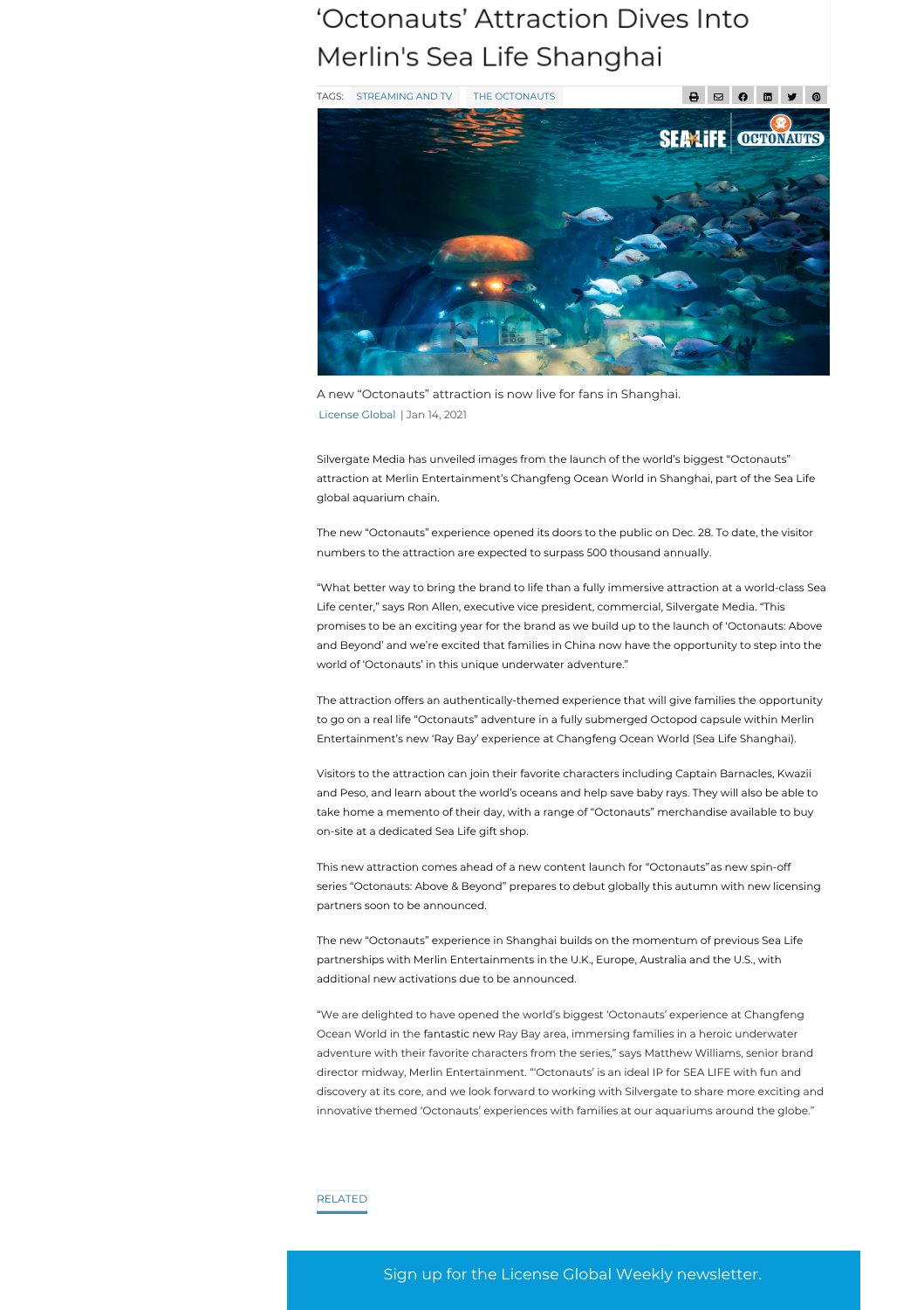# 'Octonauts' Attraction Dives Into Merlin's Sea Life Shanghai

TAGS: STREAMING AND TV | THE OCTONAUTS

A new "Octonauts" attraction is now live for fans in Shanghai.

License Global | Jan 14, 2021

Silvergate Media has unveiled images from the launch of the world's biggest "Octonauts" attraction at Merlin Entertainment's Changfeng Ocean World in Shanghai, part of the Sea Life global aquarium chain.

The new "Octonauts" experience opened its doors to the public on Dec. 28. To date, the visitor numbers to the attraction are expected to surpass 500 thousand annually.

"What better way to bring the brand to life than a fully immersive attraction at a world-class Sea Life center," says Ron Allen, executive vice president, commercial, Silvergate Media. "This promises to be an exciting year for the brand as we build up to the launch of 'Octonauts: Above and Beyond' and we're excited that families in China now have the opportunity to step into the world of 'Octonauts' in this unique underwater adventure."

The attraction offers an authentically-themed experience that will give families the opportunity to go on a real life "Octonauts" adventure in a fully submerged Octopod capsule within Merlin Entertainment's new 'Ray Bay' experience at Changfeng Ocean World (Sea Life Shanghai).

Visitors to the attraction can join their favorite characters including Captain Barnacles, Kwazii and Peso, and learn about the world's oceans and help save baby rays. They will also be able to take home a memento of their day, with a range of "Octonauts" merchandise available to buy on-site at a dedicated Sea Life gift shop.

This new attraction comes ahead of a new content launch for "Octonauts"as new spin-off series "Octonauts: Above & Beyond" prepares to debut globally this autumn with new licensing partners soon to be announced.

The new "Octonauts" experience in Shanghai builds on the momentum of previous Sea Life partnerships with Merlin Entertainments in the U.K., Europe, Australia and the U.S., with additional new activations due to be announced.

"We are delighted to have opened the world's biggest 'Octonauts' experience at Changfeng Ocean World in the fantastic new Ray Bay area, immersing families in a heroic underwater adventure with their favorite characters from the series," says Matthew Williams, senior brand director midway, Merlin Entertainment. "'Octonauts' is an ideal IP for SEA LIFE with fun and discovery at its core, and we look forward to working with Silvergate to share more exciting and innovative themed 'Octonauts' experiences with families at our aquariums around the globe."

RELATED

Sign up for the License Global Weekly newsletter.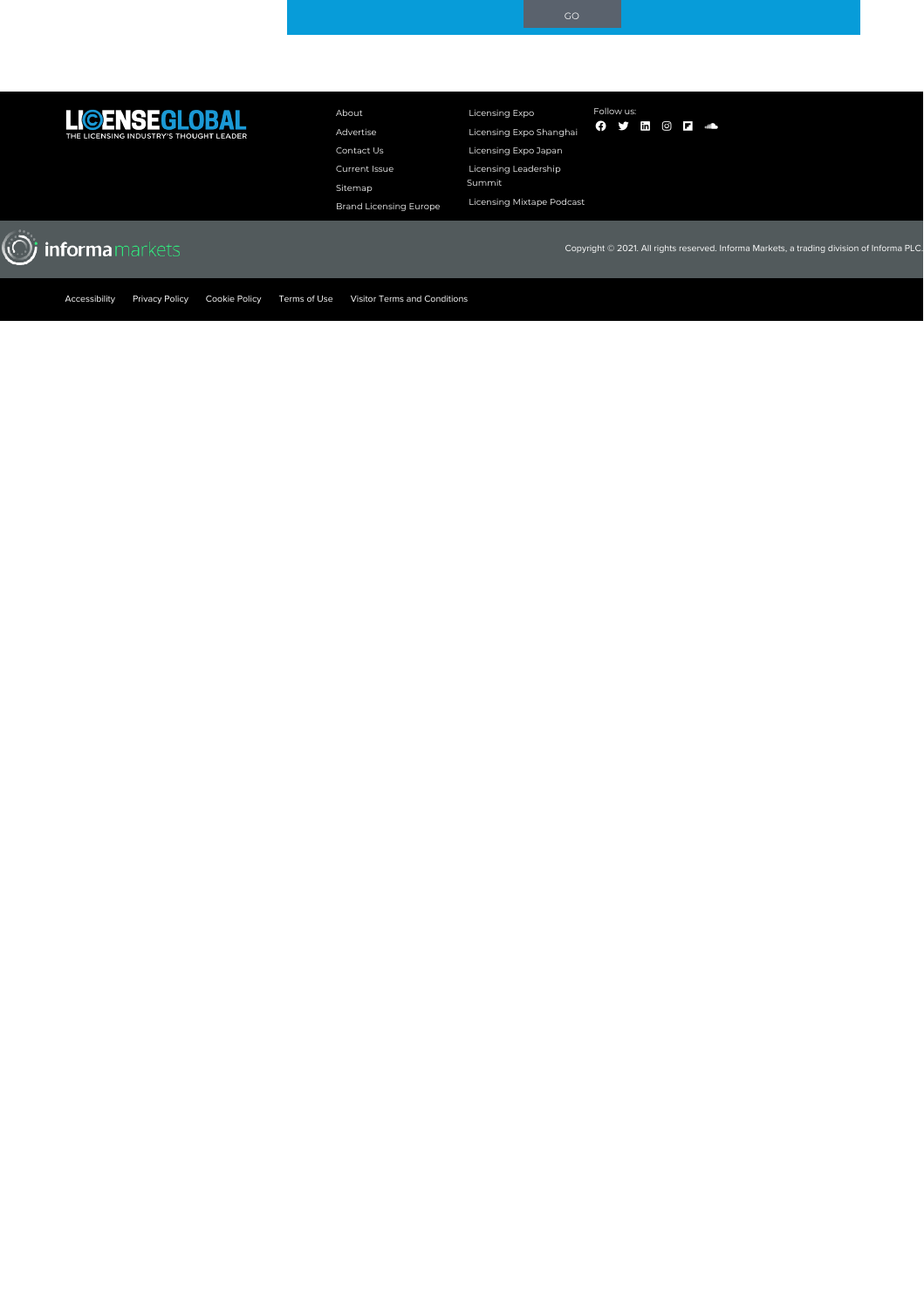GO

LICENSEGLOBAL
THE LICENSING INDUSTRY'S THOUGHT LEADER

- About
- Advertise
- Contact Us
- Current Issue
- Sitemap
- Brand Licensing Europe

- Licensing Expo
- Licensing Expo Shanghai
- Licensing Expo Japan
- Licensing Leadership Summit
- Licensing Mixtape Podcast

Follow us:

informamarkets

Copyright © 2021. All rights reserved. Informa Markets, a trading division of Informa PLC.

Accessibility | Privacy Policy | Cookie Policy | Terms of Use | Visitor Terms and Conditions